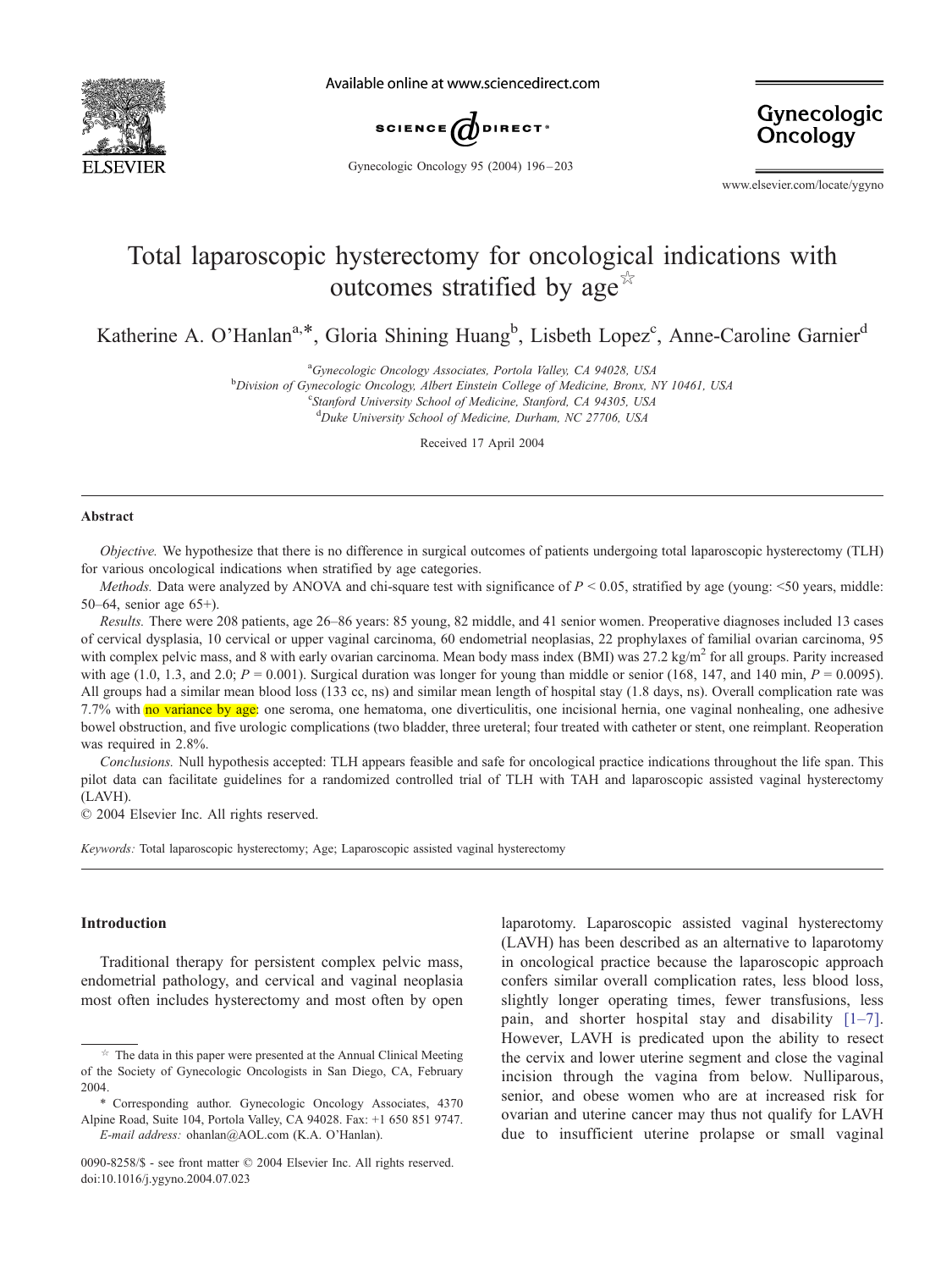Available online at www.sciencedirect.com

# Total laparoscopic hysterectomy for oncological indications with outcomes stratified by age☆

Katherine A. O'Hanlan[a,*], Gloria Shining Huang[b], Lisbeth Lopez[c], Anne-Caroline Garnier[d]

[a] *Gynecologic Oncology Associates, Portola Valley, CA 94028, USA*
[b] *Division of Gynecologic Oncology, Albert Einstein College of Medicine, Bronx, NY 10461, USA*
[c] *Stanford University School of Medicine, Stanford, CA 94305, USA*
[d] *Duke University School of Medicine, Durham, NC 27706, USA*

Received 17 April 2004

## Abstract

*Objective.* We hypothesize that there is no difference in surgical outcomes of patients undergoing total laparoscopic hysterectomy (TLH) for various oncological indications when stratified by age categories.

*Methods.* Data were analyzed by ANOVA and chi-square test with significance of $P < 0.05$, stratified by age (young: <50 years, middle: 50–64, senior age 65+).

*Results.* There were 208 patients, age 26–86 years: 85 young, 82 middle, and 41 senior women. Preoperative diagnoses included 13 cases of cervical dysplasia, 10 cervical or upper vaginal carcinoma, 60 endometrial neoplasias, 22 prophylaxes of familial ovarian carcinoma, 95 with complex pelvic mass, and 8 with early ovarian carcinoma. Mean body mass index (BMI) was 27.2 kg/m$^2$ for all groups. Parity increased with age (1.0, 1.3, and 2.0; $P = 0.001$). Surgical duration was longer for young than middle or senior (168, 147, and 140 min, $P = 0.0095$). All groups had a similar mean blood loss (133 cc, ns) and similar mean length of hospital stay (1.8 days, ns). Overall complication rate was 7.7% with no variance by age: one seroma, one hematoma, one diverticulitis, one incisional hernia, one vaginal nonhealing, one adhesive bowel obstruction, and five urologic complications (two bladder, three ureteral; four treated with catheter or stent, one reimplant. Reoperation was required in 2.8%.

*Conclusions.* Null hypothesis accepted: TLH appears feasible and safe for oncological practice indications throughout the life span. This pilot data can facilitate guidelines for a randomized controlled trial of TLH with TAH and laparoscopic assisted vaginal hysterectomy (LAVH).

© 2004 Elsevier Inc. All rights reserved.

*Keywords:* Total laparoscopic hysterectomy; Age; Laparoscopic assisted vaginal hysterectomy

## Introduction

Traditional therapy for persistent complex pelvic mass, endometrial pathology, and cervical and vaginal neoplasia most often includes hysterectomy and most often by open laparotomy. Laparoscopic assisted vaginal hysterectomy (LAVH) has been described as an alternative to laparotomy in oncological practice because the laparoscopic approach confers similar overall complication rates, less blood loss, slightly longer operating times, fewer transfusions, less pain, and shorter hospital stay and disability [1–7]. However, LAVH is predicated upon the ability to resect the cervix and lower uterine segment and close the vaginal incision through the vagina from below. Nulliparous, senior, and obese women who are at increased risk for ovarian and uterine cancer may thus not qualify for LAVH due to insufficient uterine prolapse or small vaginal

☆ The data in this paper were presented at the Annual Clinical Meeting of the Society of Gynecologic Oncologists in San Diego, CA, February 2004.

\* Corresponding author. Gynecologic Oncology Associates, 4370 Alpine Road, Suite 104, Portola Valley, CA 94028. Fax: +1 650 851 9747.
*E-mail address:* ohanlan@AOL.com (K.A. O'Hanlan).

0090-8258/$ - see front matter © 2004 Elsevier Inc. All rights reserved.
doi:10.1016/j.ygyno.2004.07.023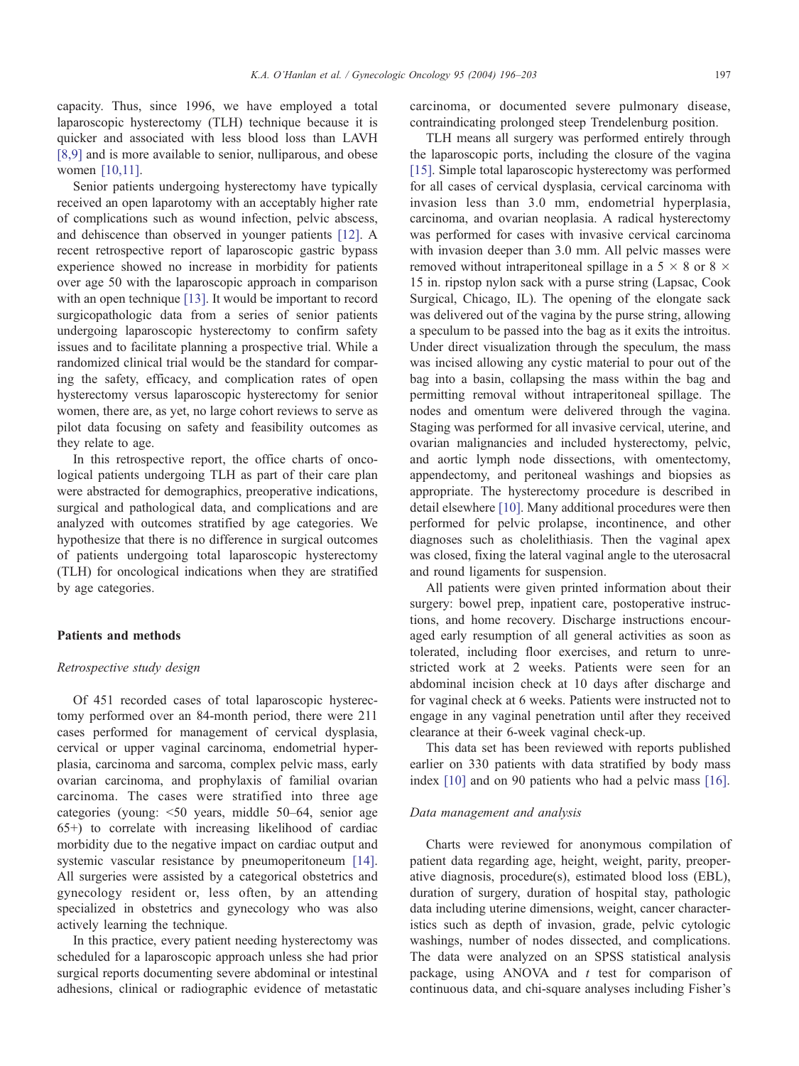capacity. Thus, since 1996, we have employed a total laparoscopic hysterectomy (TLH) technique because it is quicker and associated with less blood loss than LAVH [8,9] and is more available to senior, nulliparous, and obese women [10,11].

Senior patients undergoing hysterectomy have typically received an open laparotomy with an acceptably higher rate of complications such as wound infection, pelvic abscess, and dehiscence than observed in younger patients [12]. A recent retrospective report of laparoscopic gastric bypass experience showed no increase in morbidity for patients over age 50 with the laparoscopic approach in comparison with an open technique [13]. It would be important to record surgicopathologic data from a series of senior patients undergoing laparoscopic hysterectomy to confirm safety issues and to facilitate planning a prospective trial. While a randomized clinical trial would be the standard for comparing the safety, efficacy, and complication rates of open hysterectomy versus laparoscopic hysterectomy for senior women, there are, as yet, no large cohort reviews to serve as pilot data focusing on safety and feasibility outcomes as they relate to age.

In this retrospective report, the office charts of oncological patients undergoing TLH as part of their care plan were abstracted for demographics, preoperative indications, surgical and pathological data, and complications and are analyzed with outcomes stratified by age categories. We hypothesize that there is no difference in surgical outcomes of patients undergoing total laparoscopic hysterectomy (TLH) for oncological indications when they are stratified by age categories.

## Patients and methods

### *Retrospective study design*

Of 451 recorded cases of total laparoscopic hysterectomy performed over an 84-month period, there were 211 cases performed for management of cervical dysplasia, cervical or upper vaginal carcinoma, endometrial hyperplasia, carcinoma and sarcoma, complex pelvic mass, early ovarian carcinoma, and prophylaxis of familial ovarian carcinoma. The cases were stratified into three age categories (young: <50 years, middle 50–64, senior age 65+) to correlate with increasing likelihood of cardiac morbidity due to the negative impact on cardiac output and systemic vascular resistance by pneumoperitoneum [14]. All surgeries were assisted by a categorical obstetrics and gynecology resident or, less often, by an attending specialized in obstetrics and gynecology who was also actively learning the technique.

In this practice, every patient needing hysterectomy was scheduled for a laparoscopic approach unless she had prior surgical reports documenting severe abdominal or intestinal adhesions, clinical or radiographic evidence of metastatic carcinoma, or documented severe pulmonary disease, contraindicating prolonged steep Trendelenburg position.

TLH means all surgery was performed entirely through the laparoscopic ports, including the closure of the vagina [15]. Simple total laparoscopic hysterectomy was performed for all cases of cervical dysplasia, cervical carcinoma with invasion less than 3.0 mm, endometrial hyperplasia, carcinoma, and ovarian neoplasia. A radical hysterectomy was performed for cases with invasive cervical carcinoma with invasion deeper than 3.0 mm. All pelvic masses were removed without intraperitoneal spillage in a 5 × 8 or 8 × 15 in. ripstop nylon sack with a purse string (Lapsac, Cook Surgical, Chicago, IL). The opening of the elongate sack was delivered out of the vagina by the purse string, allowing a speculum to be passed into the bag as it exits the introitus. Under direct visualization through the speculum, the mass was incised allowing any cystic material to pour out of the bag into a basin, collapsing the mass within the bag and permitting removal without intraperitoneal spillage. The nodes and omentum were delivered through the vagina. Staging was performed for all invasive cervical, uterine, and ovarian malignancies and included hysterectomy, pelvic, and aortic lymph node dissections, with omentectomy, appendectomy, and peritoneal washings and biopsies as appropriate. The hysterectomy procedure is described in detail elsewhere [10]. Many additional procedures were then performed for pelvic prolapse, incontinence, and other diagnoses such as cholelithiasis. Then the vaginal apex was closed, fixing the lateral vaginal angle to the uterosacral and round ligaments for suspension.

All patients were given printed information about their surgery: bowel prep, inpatient care, postoperative instructions, and home recovery. Discharge instructions encouraged early resumption of all general activities as soon as tolerated, including floor exercises, and return to unrestricted work at 2 weeks. Patients were seen for an abdominal incision check at 10 days after discharge and for vaginal check at 6 weeks. Patients were instructed not to engage in any vaginal penetration until after they received clearance at their 6-week vaginal check-up.

This data set has been reviewed with reports published earlier on 330 patients with data stratified by body mass index [10] and on 90 patients who had a pelvic mass [16].

### *Data management and analysis*

Charts were reviewed for anonymous compilation of patient data regarding age, height, weight, parity, preoperative diagnosis, procedure(s), estimated blood loss (EBL), duration of surgery, duration of hospital stay, pathologic data including uterine dimensions, weight, cancer characteristics such as depth of invasion, grade, pelvic cytologic washings, number of nodes dissected, and complications. The data were analyzed on an SPSS statistical analysis package, using ANOVA and *t* test for comparison of continuous data, and chi-square analyses including Fisher's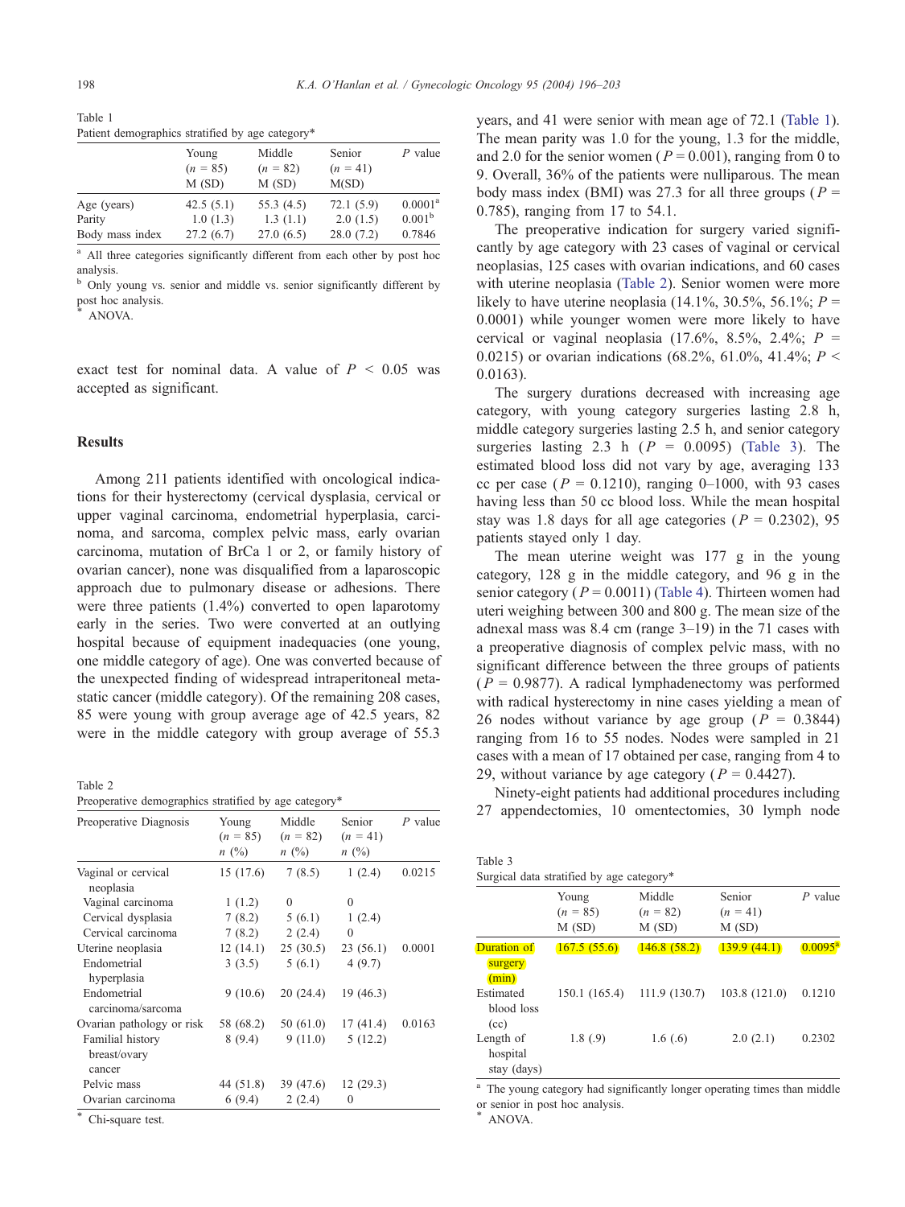Table 1
Patient demographics stratified by age category*

| | Young ($n$ = 85) M (SD) | Middle ($n$ = 82) M (SD) | Senior ($n$ = 41) M(SD) | $P$ value |
|---|---|---|---|---|
| Age (years) | 42.5 (5.1) | 55.3 (4.5) | 72.1 (5.9) | 0.0001[a] |
| Parity | 1.0 (1.3) | 1.3 (1.1) | 2.0 (1.5) | 0.001[b] |
| Body mass index | 27.2 (6.7) | 27.0 (6.5) | 28.0 (7.2) | 0.7846 |

[a] All three categories significantly different from each other by post hoc analysis.
[b] Only young vs. senior and middle vs. senior significantly different by post hoc analysis.
* ANOVA.

exact test for nominal data. A value of $P < 0.05$ was accepted as significant.

## Results

Among 211 patients identified with oncological indications for their hysterectomy (cervical dysplasia, cervical or upper vaginal carcinoma, endometrial hyperplasia, carcinoma, and sarcoma, complex pelvic mass, early ovarian carcinoma, mutation of BrCa 1 or 2, or family history of ovarian cancer), none was disqualified from a laparoscopic approach due to pulmonary disease or adhesions. There were three patients (1.4%) converted to open laparotomy early in the series. Two were converted at an outlying hospital because of equipment inadequacies (one young, one middle category of age). One was converted because of the unexpected finding of widespread intraperitoneal metastatic cancer (middle category). Of the remaining 208 cases, 85 were young with group average age of 42.5 years, 82 were in the middle category with group average of 55.3 years, and 41 were senior with mean age of 72.1 (Table 1). The mean parity was 1.0 for the young, 1.3 for the middle, and 2.0 for the senior women ($P = 0.001$), ranging from 0 to 9. Overall, 36% of the patients were nulliparous. The mean body mass index (BMI) was 27.3 for all three groups ($P = 0.785$), ranging from 17 to 54.1.

The preoperative indication for surgery varied significantly by age category with 23 cases of vaginal or cervical neoplasias, 125 cases with ovarian indications, and 60 cases with uterine neoplasia (Table 2). Senior women were more likely to have uterine neoplasia (14.1%, 30.5%, 56.1%; $P = 0.0001$) while younger women were more likely to have cervical or vaginal neoplasia (17.6%, 8.5%, 2.4%; $P = 0.0215$) or ovarian indications (68.2%, 61.0%, 41.4%; $P < 0.0163$).

The surgery durations decreased with increasing age category, with young category surgeries lasting 2.8 h, middle category surgeries lasting 2.5 h, and senior category surgeries lasting 2.3 h ($P = 0.0095$) (Table 3). The estimated blood loss did not vary by age, averaging 133 cc per case ($P = 0.1210$), ranging 0–1000, with 93 cases having less than 50 cc blood loss. While the mean hospital stay was 1.8 days for all age categories ($P = 0.2302$), 95 patients stayed only 1 day.

The mean uterine weight was 177 g in the young category, 128 g in the middle category, and 96 g in the senior category ($P = 0.0011$) (Table 4). Thirteen women had uteri weighing between 300 and 800 g. The mean size of the adnexal mass was 8.4 cm (range 3–19) in the 71 cases with a preoperative diagnosis of complex pelvic mass, with no significant difference between the three groups of patients ($P = 0.9877$). A radical lymphadenectomy was performed with radical hysterectomy in nine cases yielding a mean of 26 nodes without variance by age group ($P = 0.3844$) ranging from 16 to 55 nodes. Nodes were sampled in 21 cases with a mean of 17 obtained per case, ranging from 4 to 29, without variance by age category ($P = 0.4427$).

Ninety-eight patients had additional procedures including 27 appendectomies, 10 omentectomies, 30 lymph node

Table 2
Preoperative demographics stratified by age category*

| Preoperative Diagnosis | Young ($n$ = 85) $n$ (%) | Middle ($n$ = 82) $n$ (%) | Senior ($n$ = 41) $n$ (%) | $P$ value |
|---|---|---|---|---|
| Vaginal or cervical neoplasia | 15 (17.6) | 7 (8.5) | 1 (2.4) | 0.0215 |
| Vaginal carcinoma | 1 (1.2) | 0 | 0 | |
| Cervical dysplasia | 7 (8.2) | 5 (6.1) | 1 (2.4) | |
| Cervical carcinoma | 7 (8.2) | 2 (2.4) | 0 | |
| Uterine neoplasia | 12 (14.1) | 25 (30.5) | 23 (56.1) | 0.0001 |
| Endometrial hyperplasia | 3 (3.5) | 5 (6.1) | 4 (9.7) | |
| Endometrial carcinoma/sarcoma | 9 (10.6) | 20 (24.4) | 19 (46.3) | |
| Ovarian pathology or risk | 58 (68.2) | 50 (61.0) | 17 (41.4) | 0.0163 |
| Familial history breast/ovary cancer | 8 (9.4) | 9 (11.0) | 5 (12.2) | |
| Pelvic mass | 44 (51.8) | 39 (47.6) | 12 (29.3) | |
| Ovarian carcinoma | 6 (9.4) | 2 (2.4) | 0 | |

* Chi-square test.

Table 3
Surgical data stratified by age category*

| | Young ($n$ = 85) M (SD) | Middle ($n$ = 82) M (SD) | Senior ($n$ = 41) M (SD) | $P$ value |
|---|---|---|---|---|
| Duration of surgery (min) | 167.5 (55.6) | 146.8 (58.2) | 139.9 (44.1) | 0.0095[a] |
| Estimated blood loss (cc) | 150.1 (165.4) | 111.9 (130.7) | 103.8 (121.0) | 0.1210 |
| Length of hospital stay (days) | 1.8 (.9) | 1.6 (.6) | 2.0 (2.1) | 0.2302 |

[a] The young category had significantly longer operating times than middle or senior in post hoc analysis.
* ANOVA.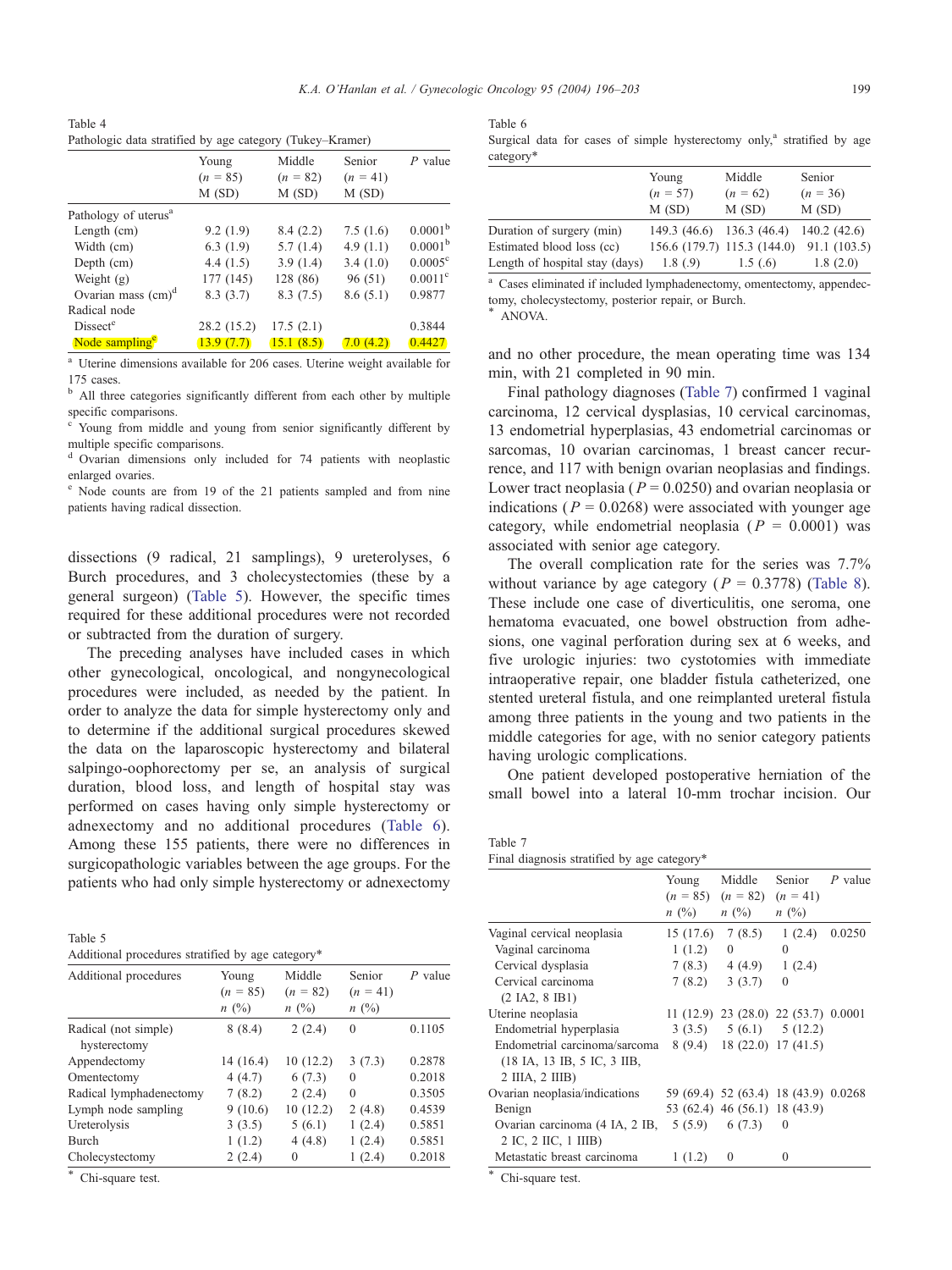Table 4
Pathologic data stratified by age category (Tukey–Kramer)

| | Young ($n$ = 85) M (SD) | Middle ($n$ = 82) M (SD) | Senior ($n$ = 41) M (SD) | $P$ value |
|---|---|---|---|---|
| Pathology of uterus[a] | | | | |
| Length (cm) | 9.2 (1.9) | 8.4 (2.2) | 7.5 (1.6) | 0.0001[b] |
| Width (cm) | 6.3 (1.9) | 5.7 (1.4) | 4.9 (1.1) | 0.0001[b] |
| Depth (cm) | 4.4 (1.5) | 3.9 (1.4) | 3.4 (1.0) | 0.0005[c] |
| Weight (g) | 177 (145) | 128 (86) | 96 (51) | 0.0011[c] |
| Ovarian mass (cm)[d] | 8.3 (3.7) | 8.3 (7.5) | 8.6 (5.1) | 0.9877 |
| Radical node | | | | |
| Dissect[e] | 28.2 (15.2) | 17.5 (2.1) | | 0.3844 |
| Node sampling[e] | 13.9 (7.7) | 15.1 (8.5) | 7.0 (4.2) | 0.4427 |

[a] Uterine dimensions available for 206 cases. Uterine weight available for 175 cases.
[b] All three categories significantly different from each other by multiple specific comparisons.
[c] Young from middle and young from senior significantly different by multiple specific comparisons.
[d] Ovarian dimensions only included for 74 patients with neoplastic enlarged ovaries.
[e] Node counts are from 19 of the 21 patients sampled and from nine patients having radical dissection.

dissections (9 radical, 21 samplings), 9 ureterolyses, 6 Burch procedures, and 3 cholecystectomies (these by a general surgeon) (Table 5). However, the specific times required for these additional procedures were not recorded or subtracted from the duration of surgery.

The preceding analyses have included cases in which other gynecological, oncological, and nongynecological procedures were included, as needed by the patient. In order to analyze the data for simple hysterectomy only and to determine if the additional surgical procedures skewed the data on the laparoscopic hysterectomy and bilateral salpingo-oophorectomy per se, an analysis of surgical duration, blood loss, and length of hospital stay was performed on cases having only simple hysterectomy or adnexectomy and no additional procedures (Table 6). Among these 155 patients, there were no differences in surgicopathologic variables between the age groups. For the patients who had only simple hysterectomy or adnexectomy

Table 5
Additional procedures stratified by age category*

| Additional procedures | Young ($n$ = 85) $n$ (%) | Middle ($n$ = 82) $n$ (%) | Senior ($n$ = 41) $n$ (%) | $P$ value |
|---|---|---|---|---|
| Radical (not simple) hysterectomy | 8 (8.4) | 2 (2.4) | 0 | 0.1105 |
| Appendectomy | 14 (16.4) | 10 (12.2) | 3 (7.3) | 0.2878 |
| Omentectomy | 4 (4.7) | 6 (7.3) | 0 | 0.2018 |
| Radical lymphadenectomy | 7 (8.2) | 2 (2.4) | 0 | 0.3505 |
| Lymph node sampling | 9 (10.6) | 10 (12.2) | 2 (4.8) | 0.4539 |
| Ureterolysis | 3 (3.5) | 5 (6.1) | 1 (2.4) | 0.5851 |
| Burch | 1 (1.2) | 4 (4.8) | 1 (2.4) | 0.5851 |
| Cholecystectomy | 2 (2.4) | 0 | 1 (2.4) | 0.2018 |

* Chi-square test.

Table 6
Surgical data for cases of simple hysterectomy only,[a] stratified by age category*

| | Young ($n$ = 57) M (SD) | Middle ($n$ = 62) M (SD) | Senior ($n$ = 36) M (SD) |
|---|---|---|---|
| Duration of surgery (min) | 149.3 (46.6) | 136.3 (46.4) | 140.2 (42.6) |
| Estimated blood loss (cc) | 156.6 (179.7) | 115.3 (144.0) | 91.1 (103.5) |
| Length of hospital stay (days) | 1.8 (.9) | 1.5 (.6) | 1.8 (2.0) |

[a] Cases eliminated if included lymphadenectomy, omentectomy, appendectomy, cholecystectomy, posterior repair, or Burch.
* ANOVA.

and no other procedure, the mean operating time was 134 min, with 21 completed in 90 min.

Final pathology diagnoses (Table 7) confirmed 1 vaginal carcinoma, 12 cervical dysplasias, 10 cervical carcinomas, 13 endometrial hyperplasias, 43 endometrial carcinomas or sarcomas, 10 ovarian carcinomas, 1 breast cancer recurrence, and 117 with benign ovarian neoplasias and findings. Lower tract neoplasia ($P$ = 0.0250) and ovarian neoplasia or indications ($P$ = 0.0268) were associated with younger age category, while endometrial neoplasia ($P$ = 0.0001) was associated with senior age category.

The overall complication rate for the series was 7.7% without variance by age category ($P$ = 0.3778) (Table 8). These include one case of diverticulitis, one seroma, one hematoma evacuated, one bowel obstruction from adhesions, one vaginal perforation during sex at 6 weeks, and five urologic injuries: two cystotomies with immediate intraoperative repair, one bladder fistula catheterized, one stented ureteral fistula, and one reimplanted ureteral fistula among three patients in the young and two patients in the middle categories for age, with no senior category patients having urologic complications.

One patient developed postoperative herniation of the small bowel into a lateral 10-mm trochar incision. Our

Table 7
Final diagnosis stratified by age category*

| | Young ($n$ = 85) $n$ (%) | Middle ($n$ = 82) $n$ (%) | Senior ($n$ = 41) $n$ (%) | $P$ value |
|---|---|---|---|---|
| Vaginal cervical neoplasia | 15 (17.6) | 7 (8.5) | 1 (2.4) | 0.0250 |
| Vaginal carcinoma | 1 (1.2) | 0 | 0 | |
| Cervical dysplasia | 7 (8.3) | 4 (4.9) | 1 (2.4) | |
| Cervical carcinoma (2 IA2, 8 IB1) | 7 (8.2) | 3 (3.7) | 0 | |
| Uterine neoplasia | 11 (12.9) | 23 (28.0) | 22 (53.7) | 0.0001 |
| Endometrial hyperplasia | 3 (3.5) | 5 (6.1) | 5 (12.2) | |
| Endometrial carcinoma/sarcoma (18 IA, 13 IB, 5 IC, 3 IIB, 2 IIIA, 2 IIIB) | 8 (9.4) | 18 (22.0) | 17 (41.5) | |
| Ovarian neoplasia/indications | 59 (69.4) | 52 (63.4) | 18 (43.9) | 0.0268 |
| Benign | 53 (62.4) | 46 (56.1) | 18 (43.9) | |
| Ovarian carcinoma (4 IA, 2 IB, 2 IC, 2 IIC, 1 IIIB) | 5 (5.9) | 6 (7.3) | 0 | |
| Metastatic breast carcinoma | 1 (1.2) | 0 | 0 | |

* Chi-square test.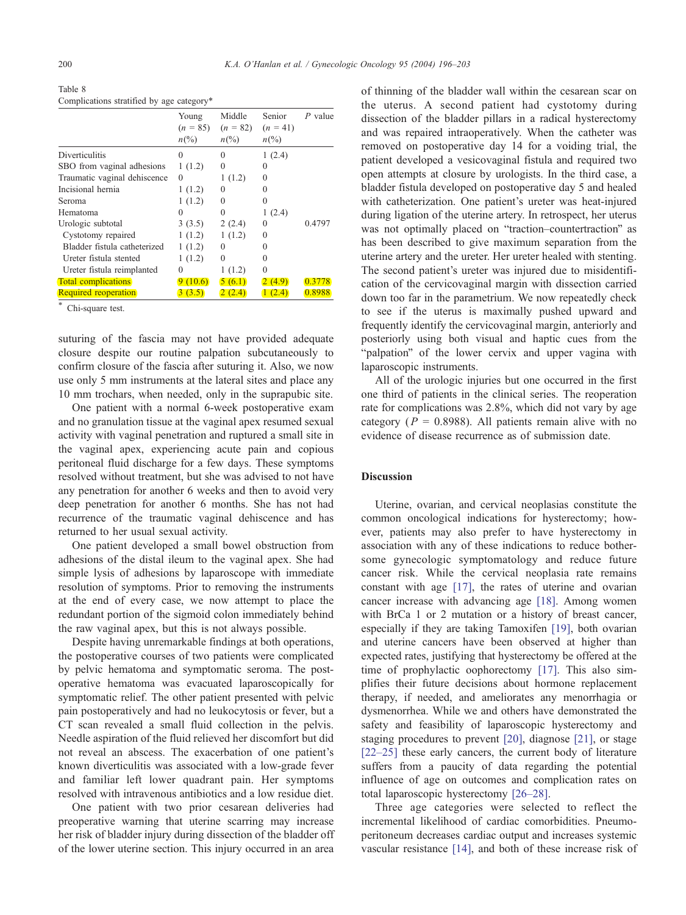Table 8
Complications stratified by age category*

| | Young ($n$ = 85) $n$(%) | Middle ($n$ = 82) $n$(%) | Senior ($n$ = 41) $n$(%) | $P$ value |
|---|---|---|---|---|
| Diverticulitis | 0 | 0 | 1 (2.4) | |
| SBO from vaginal adhesions | 1 (1.2) | 0 | 0 | |
| Traumatic vaginal dehiscence | 0 | 1 (1.2) | 0 | |
| Incisional hernia | 1 (1.2) | 0 | 0 | |
| Seroma | 1 (1.2) | 0 | 0 | |
| Hematoma | 0 | 0 | 1 (2.4) | |
| Urologic subtotal | 3 (3.5) | 2 (2.4) | 0 | 0.4797 |
| Cystotomy repaired | 1 (1.2) | 1 (1.2) | 0 | |
| Bladder fistula catheterized | 1 (1.2) | 0 | 0 | |
| Ureter fistula stented | 1 (1.2) | 0 | 0 | |
| Ureter fistula reimplanted | 0 | 1 (1.2) | 0 | |
| Total complications | 9 (10.6) | 5 (6.1) | 2 (4.9) | 0.3778 |
| Required reoperation | 3 (3.5) | 2 (2.4) | 1 (2.4) | 0.8988 |

* Chi-square test.

suturing of the fascia may not have provided adequate closure despite our routine palpation subcutaneously to confirm closure of the fascia after suturing it. Also, we now use only 5 mm instruments at the lateral sites and place any 10 mm trochars, when needed, only in the suprapubic site.

One patient with a normal 6-week postoperative exam and no granulation tissue at the vaginal apex resumed sexual activity with vaginal penetration and ruptured a small site in the vaginal apex, experiencing acute pain and copious peritoneal fluid discharge for a few days. These symptoms resolved without treatment, but she was advised to not have any penetration for another 6 weeks and then to avoid very deep penetration for another 6 months. She has not had recurrence of the traumatic vaginal dehiscence and has returned to her usual sexual activity.

One patient developed a small bowel obstruction from adhesions of the distal ileum to the vaginal apex. She had simple lysis of adhesions by laparoscope with immediate resolution of symptoms. Prior to removing the instruments at the end of every case, we now attempt to place the redundant portion of the sigmoid colon immediately behind the raw vaginal apex, but this is not always possible.

Despite having unremarkable findings at both operations, the postoperative courses of two patients were complicated by pelvic hematoma and symptomatic seroma. The postoperative hematoma was evacuated laparoscopically for symptomatic relief. The other patient presented with pelvic pain postoperatively and had no leukocytosis or fever, but a CT scan revealed a small fluid collection in the pelvis. Needle aspiration of the fluid relieved her discomfort but did not reveal an abscess. The exacerbation of one patient's known diverticulitis was associated with a low-grade fever and familiar left lower quadrant pain. Her symptoms resolved with intravenous antibiotics and a low residue diet.

One patient with two prior cesarean deliveries had preoperative warning that uterine scarring may increase her risk of bladder injury during dissection of the bladder off of the lower uterine section. This injury occurred in an area of thinning of the bladder wall within the cesarean scar on the uterus. A second patient had cystotomy during dissection of the bladder pillars in a radical hysterectomy and was repaired intraoperatively. When the catheter was removed on postoperative day 14 for a voiding trial, the patient developed a vesicovaginal fistula and required two open attempts at closure by urologists. In the third case, a bladder fistula developed on postoperative day 5 and healed with catheterization. One patient's ureter was heat-injured during ligation of the uterine artery. In retrospect, her uterus was not optimally placed on "traction–countertraction" as has been described to give maximum separation from the uterine artery and the ureter. Her ureter healed with stenting. The second patient's ureter was injured due to misidentification of the cervicovaginal margin with dissection carried down too far in the parametrium. We now repeatedly check to see if the uterus is maximally pushed upward and frequently identify the cervicovaginal margin, anteriorly and posteriorly using both visual and haptic cues from the "palpation" of the lower cervix and upper vagina with laparoscopic instruments.

All of the urologic injuries but one occurred in the first one third of patients in the clinical series. The reoperation rate for complications was 2.8%, which did not vary by age category ($P$ = 0.8988). All patients remain alive with no evidence of disease recurrence as of submission date.

## Discussion

Uterine, ovarian, and cervical neoplasias constitute the common oncological indications for hysterectomy; however, patients may also prefer to have hysterectomy in association with any of these indications to reduce bothersome gynecologic symptomatology and reduce future cancer risk. While the cervical neoplasia rate remains constant with age [17], the rates of uterine and ovarian cancer increase with advancing age [18]. Among women with BrCa 1 or 2 mutation or a history of breast cancer, especially if they are taking Tamoxifen [19], both ovarian and uterine cancers have been observed at higher than expected rates, justifying that hysterectomy be offered at the time of prophylactic oophorectomy [17]. This also simplifies their future decisions about hormone replacement therapy, if needed, and ameliorates any menorrhagia or dysmenorrhea. While we and others have demonstrated the safety and feasibility of laparoscopic hysterectomy and staging procedures to prevent [20], diagnose [21], or stage [22–25] these early cancers, the current body of literature suffers from a paucity of data regarding the potential influence of age on outcomes and complication rates on total laparoscopic hysterectomy [26–28].

Three age categories were selected to reflect the incremental likelihood of cardiac comorbidities. Pneumoperitoneum decreases cardiac output and increases systemic vascular resistance [14], and both of these increase risk of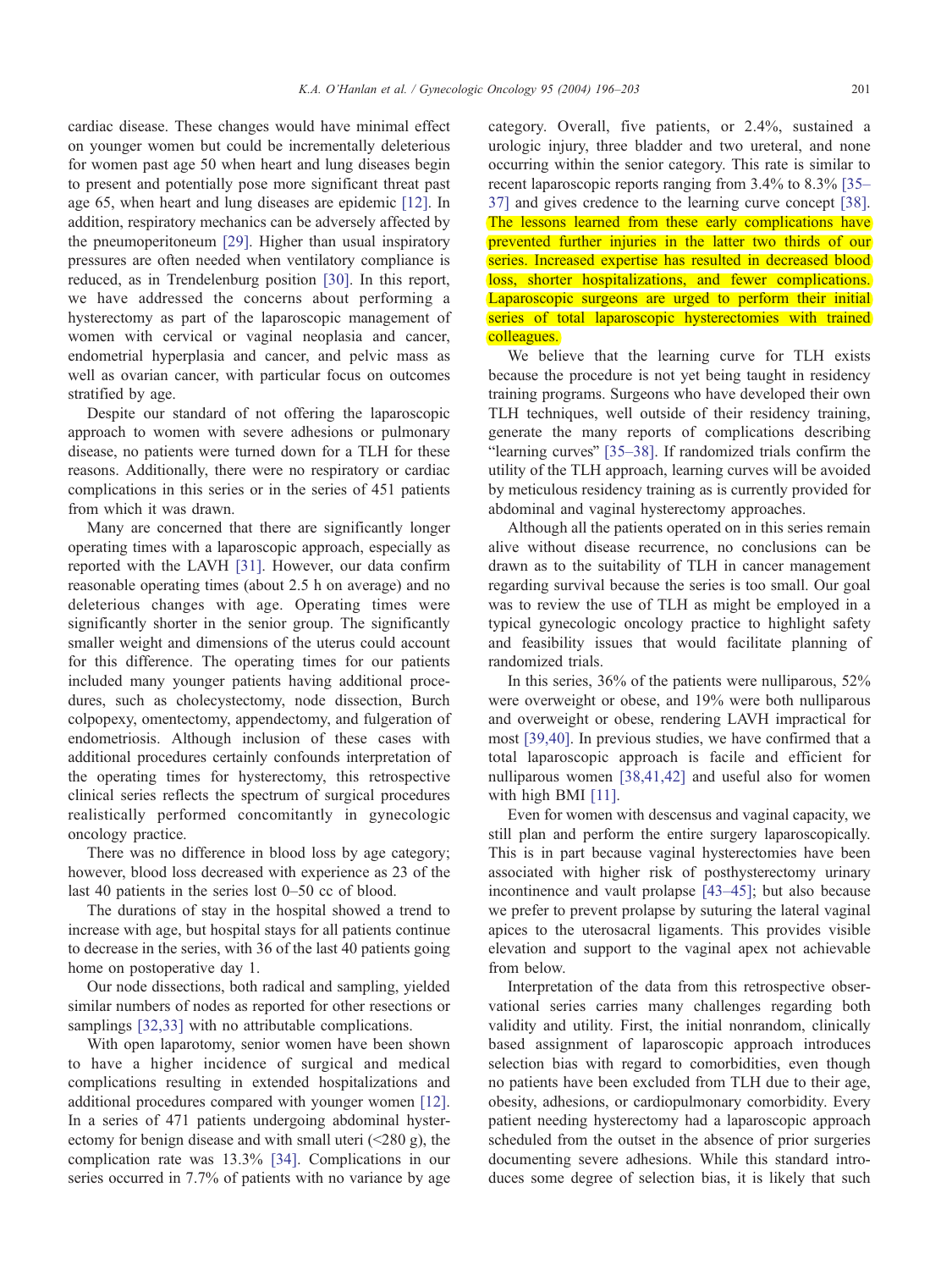cardiac disease. These changes would have minimal effect on younger women but could be incrementally deleterious for women past age 50 when heart and lung diseases begin to present and potentially pose more significant threat past age 65, when heart and lung diseases are epidemic [12]. In addition, respiratory mechanics can be adversely affected by the pneumoperitoneum [29]. Higher than usual inspiratory pressures are often needed when ventilatory compliance is reduced, as in Trendelenburg position [30]. In this report, we have addressed the concerns about performing a hysterectomy as part of the laparoscopic management of women with cervical or vaginal neoplasia and cancer, endometrial hyperplasia and cancer, and pelvic mass as well as ovarian cancer, with particular focus on outcomes stratified by age.

Despite our standard of not offering the laparoscopic approach to women with severe adhesions or pulmonary disease, no patients were turned down for a TLH for these reasons. Additionally, there were no respiratory or cardiac complications in this series or in the series of 451 patients from which it was drawn.

Many are concerned that there are significantly longer operating times with a laparoscopic approach, especially as reported with the LAVH [31]. However, our data confirm reasonable operating times (about 2.5 h on average) and no deleterious changes with age. Operating times were significantly shorter in the senior group. The significantly smaller weight and dimensions of the uterus could account for this difference. The operating times for our patients included many younger patients having additional procedures, such as cholecystectomy, node dissection, Burch colpopexy, omentectomy, appendectomy, and fulgeration of endometriosis. Although inclusion of these cases with additional procedures certainly confounds interpretation of the operating times for hysterectomy, this retrospective clinical series reflects the spectrum of surgical procedures realistically performed concomitantly in gynecologic oncology practice.

There was no difference in blood loss by age category; however, blood loss decreased with experience as 23 of the last 40 patients in the series lost 0–50 cc of blood.

The durations of stay in the hospital showed a trend to increase with age, but hospital stays for all patients continue to decrease in the series, with 36 of the last 40 patients going home on postoperative day 1.

Our node dissections, both radical and sampling, yielded similar numbers of nodes as reported for other resections or samplings [32,33] with no attributable complications.

With open laparotomy, senior women have been shown to have a higher incidence of surgical and medical complications resulting in extended hospitalizations and additional procedures compared with younger women [12]. In a series of 471 patients undergoing abdominal hysterectomy for benign disease and with small uteri (<280 g), the complication rate was 13.3% [34]. Complications in our series occurred in 7.7% of patients with no variance by age category. Overall, five patients, or 2.4%, sustained a urologic injury, three bladder and two ureteral, and none occurring within the senior category. This rate is similar to recent laparoscopic reports ranging from 3.4% to 8.3% [35–37] and gives credence to the learning curve concept [38]. The lessons learned from these early complications have prevented further injuries in the latter two thirds of our series. Increased expertise has resulted in decreased blood loss, shorter hospitalizations, and fewer complications. Laparoscopic surgeons are urged to perform their initial series of total laparoscopic hysterectomies with trained colleagues.

We believe that the learning curve for TLH exists because the procedure is not yet being taught in residency training programs. Surgeons who have developed their own TLH techniques, well outside of their residency training, generate the many reports of complications describing "learning curves" [35–38]. If randomized trials confirm the utility of the TLH approach, learning curves will be avoided by meticulous residency training as is currently provided for abdominal and vaginal hysterectomy approaches.

Although all the patients operated on in this series remain alive without disease recurrence, no conclusions can be drawn as to the suitability of TLH in cancer management regarding survival because the series is too small. Our goal was to review the use of TLH as might be employed in a typical gynecologic oncology practice to highlight safety and feasibility issues that would facilitate planning of randomized trials.

In this series, 36% of the patients were nulliparous, 52% were overweight or obese, and 19% were both nulliparous and overweight or obese, rendering LAVH impractical for most [39,40]. In previous studies, we have confirmed that a total laparoscopic approach is facile and efficient for nulliparous women [38,41,42] and useful also for women with high BMI [11].

Even for women with descensus and vaginal capacity, we still plan and perform the entire surgery laparoscopically. This is in part because vaginal hysterectomies have been associated with higher risk of posthysterectomy urinary incontinence and vault prolapse [43–45]; but also because we prefer to prevent prolapse by suturing the lateral vaginal apices to the uterosacral ligaments. This provides visible elevation and support to the vaginal apex not achievable from below.

Interpretation of the data from this retrospective observational series carries many challenges regarding both validity and utility. First, the initial nonrandom, clinically based assignment of laparoscopic approach introduces selection bias with regard to comorbidities, even though no patients have been excluded from TLH due to their age, obesity, adhesions, or cardiopulmonary comorbidity. Every patient needing hysterectomy had a laparoscopic approach scheduled from the outset in the absence of prior surgeries documenting severe adhesions. While this standard introduces some degree of selection bias, it is likely that such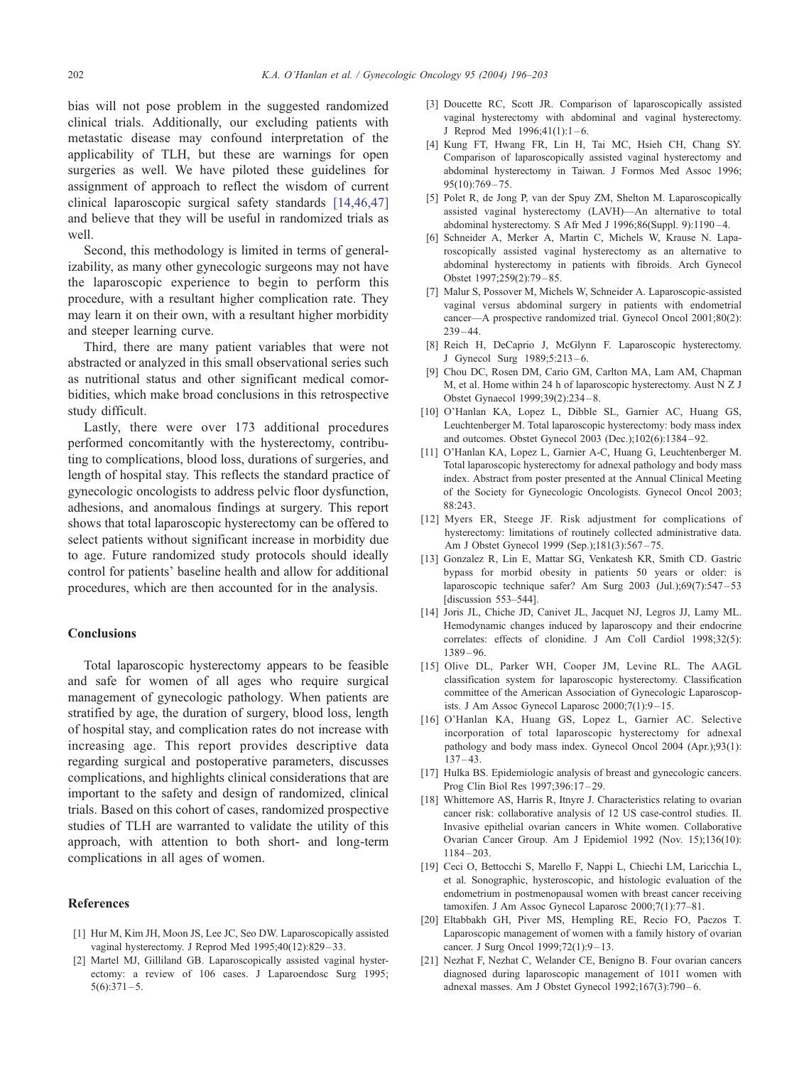bias will not pose problem in the suggested randomized clinical trials. Additionally, our excluding patients with metastatic disease may confound interpretation of the applicability of TLH, but these are warnings for open surgeries as well. We have piloted these guidelines for assignment of approach to reflect the wisdom of current clinical laparoscopic surgical safety standards [14,46,47] and believe that they will be useful in randomized trials as well.

Second, this methodology is limited in terms of generalizability, as many other gynecologic surgeons may not have the laparoscopic experience to begin to perform this procedure, with a resultant higher complication rate. They may learn it on their own, with a resultant higher morbidity and steeper learning curve.

Third, there are many patient variables that were not abstracted or analyzed in this small observational series such as nutritional status and other significant medical comorbidities, which make broad conclusions in this retrospective study difficult.

Lastly, there were over 173 additional procedures performed concomitantly with the hysterectomy, contributing to complications, blood loss, durations of surgeries, and length of hospital stay. This reflects the standard practice of gynecologic oncologists to address pelvic floor dysfunction, adhesions, and anomalous findings at surgery. This report shows that total laparoscopic hysterectomy can be offered to select patients without significant increase in morbidity due to age. Future randomized study protocols should ideally control for patients' baseline health and allow for additional procedures, which are then accounted for in the analysis.

## Conclusions

Total laparoscopic hysterectomy appears to be feasible and safe for women of all ages who require surgical management of gynecologic pathology. When patients are stratified by age, the duration of surgery, blood loss, length of hospital stay, and complication rates do not increase with increasing age. This report provides descriptive data regarding surgical and postoperative parameters, discusses complications, and highlights clinical considerations that are important to the safety and design of randomized, clinical trials. Based on this cohort of cases, randomized prospective studies of TLH are warranted to validate the utility of this approach, with attention to both short- and long-term complications in all ages of women.

## References

[1] Hur M, Kim JH, Moon JS, Lee JC, Seo DW. Laparoscopically assisted vaginal hysterectomy. J Reprod Med 1995;40(12):829–33.

[2] Martel MJ, Gilliland GB. Laparoscopically assisted vaginal hysterectomy: a review of 106 cases. J Laparoendosc Surg 1995; 5(6):371–5.

[3] Doucette RC, Scott JR. Comparison of laparoscopically assisted vaginal hysterectomy with abdominal and vaginal hysterectomy. J Reprod Med 1996;41(1):1–6.

[4] Kung FT, Hwang FR, Lin H, Tai MC, Hsieh CH, Chang SY. Comparison of laparoscopically assisted vaginal hysterectomy and abdominal hysterectomy in Taiwan. J Formos Med Assoc 1996; 95(10):769–75.

[5] Polet R, de Jong P, van der Spuy ZM, Shelton M. Laparoscopically assisted vaginal hysterectomy (LAVH)—An alternative to total abdominal hysterectomy. S Afr Med J 1996;86(Suppl. 9):1190–4.

[6] Schneider A, Merker A, Martin C, Michels W, Krause N. Laparoscopically assisted vaginal hysterectomy as an alternative to abdominal hysterectomy in patients with fibroids. Arch Gynecol Obstet 1997;259(2):79–85.

[7] Malur S, Possover M, Michels W, Schneider A. Laparoscopic-assisted vaginal versus abdominal surgery in patients with endometrial cancer—A prospective randomized trial. Gynecol Oncol 2001;80(2): 239–44.

[8] Reich H, DeCaprio J, McGlynn F. Laparoscopic hysterectomy. J Gynecol Surg 1989;5:213–6.

[9] Chou DC, Rosen DM, Cario GM, Carlton MA, Lam AM, Chapman M, et al. Home within 24 h of laparoscopic hysterectomy. Aust N Z J Obstet Gynaecol 1999;39(2):234–8.

[10] O'Hanlan KA, Lopez L, Dibble SL, Garnier AC, Huang GS, Leuchtenberger M. Total laparoscopic hysterectomy: body mass index and outcomes. Obstet Gynecol 2003 (Dec.);102(6):1384–92.

[11] O'Hanlan KA, Lopez L, Garnier A-C, Huang G, Leuchtenberger M. Total laparoscopic hysterectomy for adnexal pathology and body mass index. Abstract from poster presented at the Annual Clinical Meeting of the Society for Gynecologic Oncologists. Gynecol Oncol 2003; 88:243.

[12] Myers ER, Steege JF. Risk adjustment for complications of hysterectomy: limitations of routinely collected administrative data. Am J Obstet Gynecol 1999 (Sep.);181(3):567–75.

[13] Gonzalez R, Lin E, Mattar SG, Venkatesh KR, Smith CD. Gastric bypass for morbid obesity in patients 50 years or older: is laparoscopic technique safer? Am Surg 2003 (Jul.);69(7):547–53 [discussion 553–544].

[14] Joris JL, Chiche JD, Canivet JL, Jacquet NJ, Legros JJ, Lamy ML. Hemodynamic changes induced by laparoscopy and their endocrine correlates: effects of clonidine. J Am Coll Cardiol 1998;32(5): 1389–96.

[15] Olive DL, Parker WH, Cooper JM, Levine RL. The AAGL classification system for laparoscopic hysterectomy. Classification committee of the American Association of Gynecologic Laparoscopists. J Am Assoc Gynecol Laparosc 2000;7(1):9–15.

[16] O'Hanlan KA, Huang GS, Lopez L, Garnier AC. Selective incorporation of total laparoscopic hysterectomy for adnexal pathology and body mass index. Gynecol Oncol 2004 (Apr.);93(1): 137–43.

[17] Hulka BS. Epidemiologic analysis of breast and gynecologic cancers. Prog Clin Biol Res 1997;396:17–29.

[18] Whittemore AS, Harris R, Itnyre J. Characteristics relating to ovarian cancer risk: collaborative analysis of 12 US case-control studies. II. Invasive epithelial ovarian cancers in White women. Collaborative Ovarian Cancer Group. Am J Epidemiol 1992 (Nov. 15);136(10): 1184–203.

[19] Ceci O, Bettocchi S, Marello F, Nappi L, Chiechi LM, Laricchia L, et al. Sonographic, hysteroscopic, and histologic evaluation of the endometrium in postmenopausal women with breast cancer receiving tamoxifen. J Am Assoc Gynecol Laparosc 2000;7(1):77–81.

[20] Eltabbakh GH, Piver MS, Hempling RE, Recio FO, Paczos T. Laparoscopic management of women with a family history of ovarian cancer. J Surg Oncol 1999;72(1):9–13.

[21] Nezhat F, Nezhat C, Welander CE, Benigno B. Four ovarian cancers diagnosed during laparoscopic management of 1011 women with adnexal masses. Am J Obstet Gynecol 1992;167(3):790–6.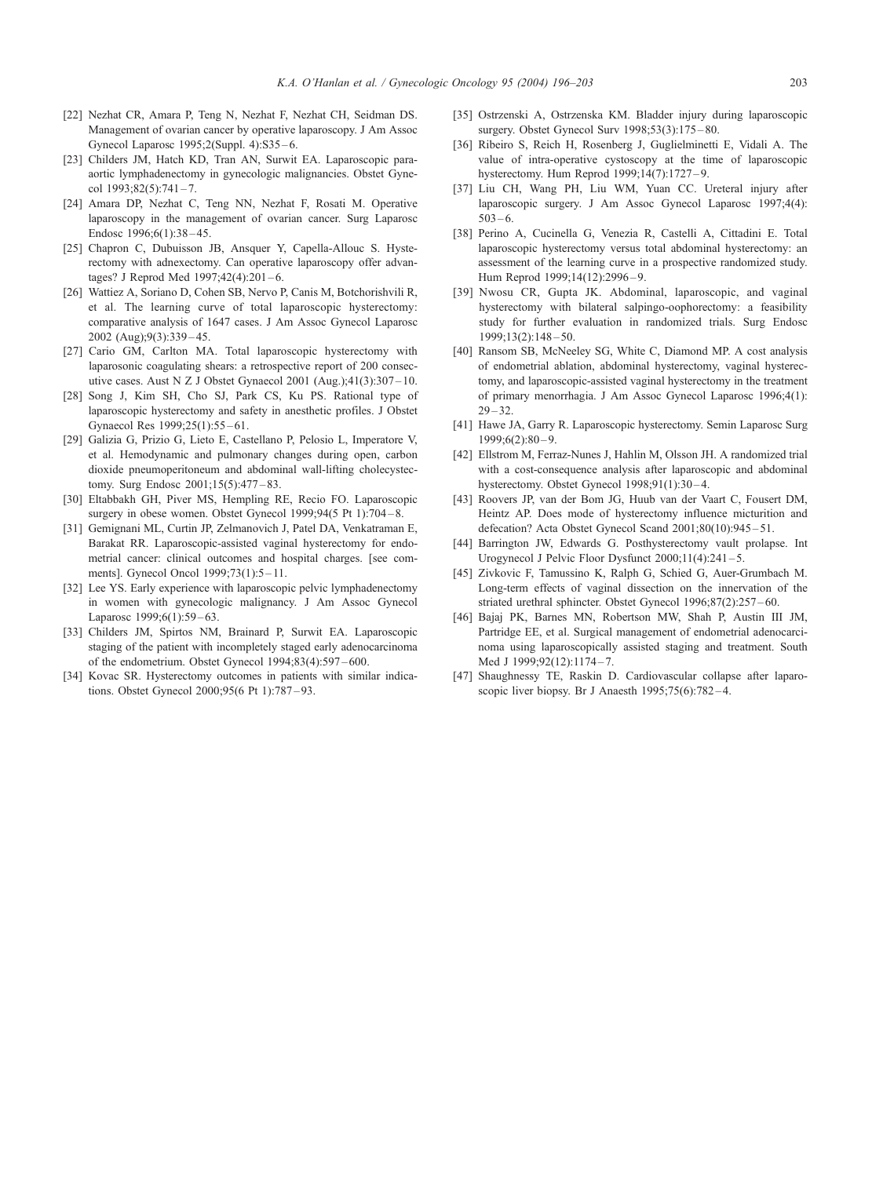[22] Nezhat CR, Amara P, Teng N, Nezhat F, Nezhat CH, Seidman DS. Management of ovarian cancer by operative laparoscopy. J Am Assoc Gynecol Laparosc 1995;2(Suppl. 4):S35–6.

[23] Childers JM, Hatch KD, Tran AN, Surwit EA. Laparoscopic para-aortic lymphadenectomy in gynecologic malignancies. Obstet Gynecol 1993;82(5):741–7.

[24] Amara DP, Nezhat C, Teng NN, Nezhat F, Rosati M. Operative laparoscopy in the management of ovarian cancer. Surg Laparosc Endosc 1996;6(1):38–45.

[25] Chapron C, Dubuisson JB, Ansquer Y, Capella-Allouc S. Hysterectomy with adnexectomy. Can operative laparoscopy offer advantages? J Reprod Med 1997;42(4):201–6.

[26] Wattiez A, Soriano D, Cohen SB, Nervo P, Canis M, Botchorishvili R, et al. The learning curve of total laparoscopic hysterectomy: comparative analysis of 1647 cases. J Am Assoc Gynecol Laparosc 2002 (Aug);9(3):339–45.

[27] Cario GM, Carlton MA. Total laparoscopic hysterectomy with laparosonic coagulating shears: a retrospective report of 200 consecutive cases. Aust N Z J Obstet Gynaecol 2001 (Aug.);41(3):307–10.

[28] Song J, Kim SH, Cho SJ, Park CS, Ku PS. Rational type of laparoscopic hysterectomy and safety in anesthetic profiles. J Obstet Gynaecol Res 1999;25(1):55–61.

[29] Galizia G, Prizio G, Lieto E, Castellano P, Pelosio L, Imperatore V, et al. Hemodynamic and pulmonary changes during open, carbon dioxide pneumoperitoneum and abdominal wall-lifting cholecystectomy. Surg Endosc 2001;15(5):477–83.

[30] Eltabbakh GH, Piver MS, Hempling RE, Recio FO. Laparoscopic surgery in obese women. Obstet Gynecol 1999;94(5 Pt 1):704–8.

[31] Gemignani ML, Curtin JP, Zelmanovich J, Patel DA, Venkatraman E, Barakat RR. Laparoscopic-assisted vaginal hysterectomy for endometrial cancer: clinical outcomes and hospital charges. [see comments]. Gynecol Oncol 1999;73(1):5–11.

[32] Lee YS. Early experience with laparoscopic pelvic lymphadenectomy in women with gynecologic malignancy. J Am Assoc Gynecol Laparosc 1999;6(1):59–63.

[33] Childers JM, Spirtos NM, Brainard P, Surwit EA. Laparoscopic staging of the patient with incompletely staged early adenocarcinoma of the endometrium. Obstet Gynecol 1994;83(4):597–600.

[34] Kovac SR. Hysterectomy outcomes in patients with similar indications. Obstet Gynecol 2000;95(6 Pt 1):787–93.

[35] Ostrzenski A, Ostrzenska KM. Bladder injury during laparoscopic surgery. Obstet Gynecol Surv 1998;53(3):175–80.

[36] Ribeiro S, Reich H, Rosenberg J, Guglielminetti E, Vidali A. The value of intra-operative cystoscopy at the time of laparoscopic hysterectomy. Hum Reprod 1999;14(7):1727–9.

[37] Liu CH, Wang PH, Liu WM, Yuan CC. Ureteral injury after laparoscopic surgery. J Am Assoc Gynecol Laparosc 1997;4(4): 503–6.

[38] Perino A, Cucinella G, Venezia R, Castelli A, Cittadini E. Total laparoscopic hysterectomy versus total abdominal hysterectomy: an assessment of the learning curve in a prospective randomized study. Hum Reprod 1999;14(12):2996–9.

[39] Nwosu CR, Gupta JK. Abdominal, laparoscopic, and vaginal hysterectomy with bilateral salpingo-oophorectomy: a feasibility study for further evaluation in randomized trials. Surg Endosc 1999;13(2):148–50.

[40] Ransom SB, McNeeley SG, White C, Diamond MP. A cost analysis of endometrial ablation, abdominal hysterectomy, vaginal hysterectomy, and laparoscopic-assisted vaginal hysterectomy in the treatment of primary menorrhagia. J Am Assoc Gynecol Laparosc 1996;4(1): 29–32.

[41] Hawe JA, Garry R. Laparoscopic hysterectomy. Semin Laparosc Surg 1999;6(2):80–9.

[42] Ellstrom M, Ferraz-Nunes J, Hahlin M, Olsson JH. A randomized trial with a cost-consequence analysis after laparoscopic and abdominal hysterectomy. Obstet Gynecol 1998;91(1):30–4.

[43] Roovers JP, van der Bom JG, Huub van der Vaart C, Fousert DM, Heintz AP. Does mode of hysterectomy influence micturition and defecation? Acta Obstet Gynecol Scand 2001;80(10):945–51.

[44] Barrington JW, Edwards G. Posthysterectomy vault prolapse. Int Urogynecol J Pelvic Floor Dysfunct 2000;11(4):241–5.

[45] Zivkovic F, Tamussino K, Ralph G, Schied G, Auer-Grumbach M. Long-term effects of vaginal dissection on the innervation of the striated urethral sphincter. Obstet Gynecol 1996;87(2):257–60.

[46] Bajaj PK, Barnes MN, Robertson MW, Shah P, Austin III JM, Partridge EE, et al. Surgical management of endometrial adenocarcinoma using laparoscopically assisted staging and treatment. South Med J 1999;92(12):1174–7.

[47] Shaughnessy TE, Raskin D. Cardiovascular collapse after laparoscopic liver biopsy. Br J Anaesth 1995;75(6):782–4.